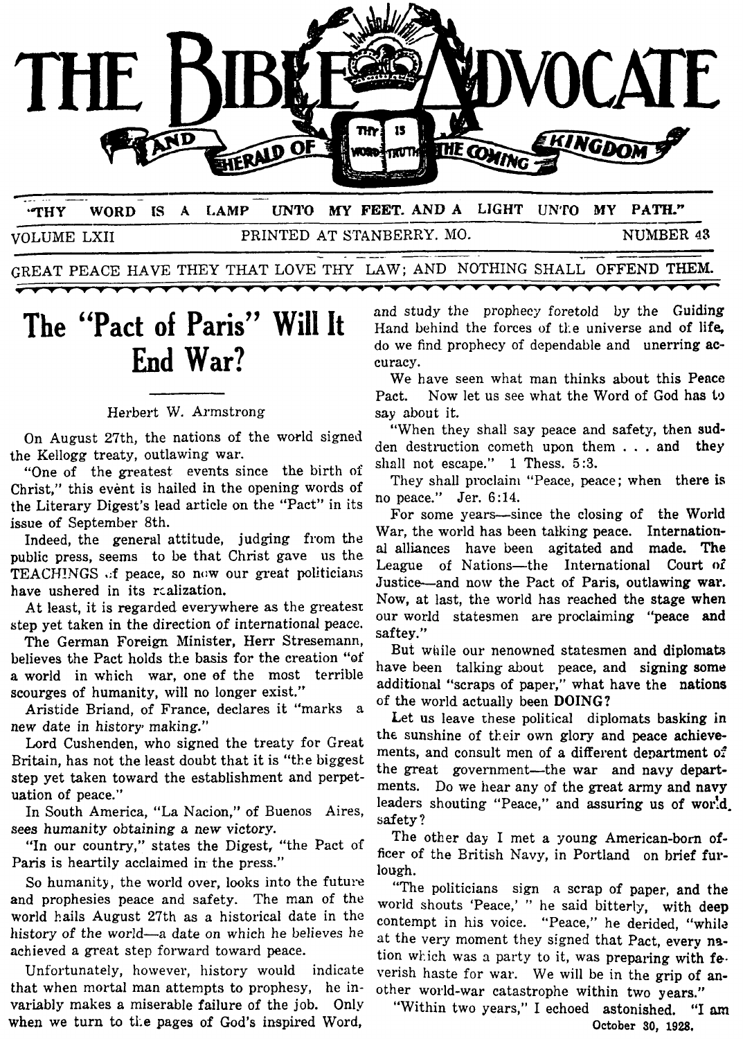# THE BIBLE ADVOCATE AND HERALD OF THE COMING KINGDOM

"THY WORD IS A LAMP UNTO MY FEET. AND A LIGHT UNTO MY PATH."

VOLUME LXII PRINTED AT STANBERRY. MO. NUMBER 43

GREAT PEACE HAVE THEY THAT LOVE THY LAW; AND NOTHING SHALL OFFEND THEM.

## The "Pact of Paris" Will It End War?

Herbert W. Armstrong

On August 27th, the nations of the world signed the Kellogg treaty, outlawing war.

"One of the greatest events since the birth of Christ," this event is hailed in the opening words of the Literary Digest's lead article on the "Pact" in its issue of September 8th.

Indeed, the general attitude, judging from the public press, seems to be that Christ gave us the TEACHINGS of peace, so now our great politicians have ushered in its realization.

At least, it is regarded everywhere as the greatest step yet taken in the direction of international peace.

The German Foreign Minister, Herr Stresemann, believes the Pact holds the basis for the creation "of a world in which war, one of the most terrible scourges of humanity, will no longer exist."

Aristide Briand, of France, declares it "marks a new date in history making."

Lord Cushenden, who signed the treaty for Great Britain, has not the least doubt that it is "the biggest step yet taken toward the establishment and perpetuation of peace."

In South America, "La Nacion," of Buenos Aires, *sees humanity obtaining a new victory.*

"In our country," states the Digest, "the Pact of Paris is heartily acclaimed in the press."

So humanity, the world over, looks into the future and prophesies peace and safety. The man of the world hails August 27th as a historical date in the history of the world—a date on which he believes he achieved a great step forward toward peace.

Unfortunately, however, history would indicate that when mortal man attempts to prophesy, he invariably makes a miserable failure of the job. Only when we turn to the pages of God's inspired Word, and study the prophecy foretold by the Guiding Hand behind the forces of the universe and of life, do we find prophecy of dependable and unerring accuracy.

We have seen what man thinks about this Peace Pact. Now let us see what the Word of God has to say about it.

"When they shall say peace and safety, then sudden destruction cometh upon them . . . and they shall not escape." 1 Thess. 5:3.

They shall proclaim "Peace, peace; when there is no peace." Jer. 6:14.

For some years—since the closing of the World War, the world has been talking peace. International alliances have been agitated and made. The League of Nations—the International Court of Justice—and now the Pact of Paris, outlawing war. Now, at last, the world has reached the stage when our world statesmen are proclaiming "peace and saftey."

But while our renowned statesmen and diplomats have been talking about peace, and signing some additional "scraps of paper," what have the nations of the world actually been DOING?

Let us leave these political diplomats basking in the sunshine of their own glory and peace achievements, and consult men of a different department of the great government—the war and navy departments. Do we hear any of the great army and navy leaders shouting "Peace," and assuring us of world safety?

The other day I met a young American-born officer of the British Navy, in Portland on brief furlough.

"The politicians sign a scrap of paper, and the world shouts 'Peace,' " he said bitterly, with deep contempt in his voice. "Peace," he derided, "while at the very moment they signed that Pact, every nation which was a party to it, was preparing with feverish haste for war. We will be in the grip of another world-war catastrophe within two years."

"Within two years," I echoed astonished. "I am

October 30, 1928.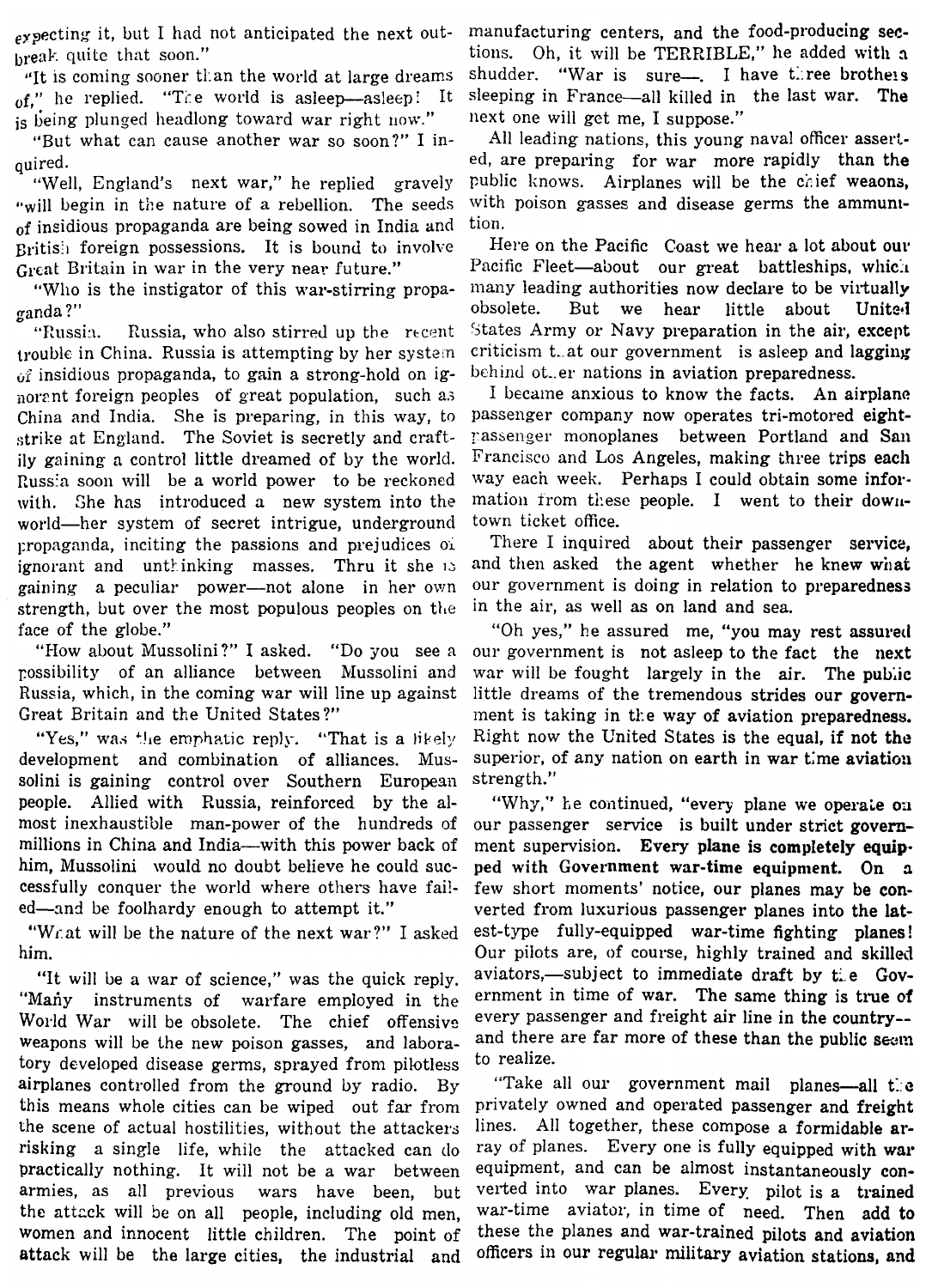expecting it, but I had not anticipated the next outbreak quite that soon."

"It is coming sooner than the world at large dreams of," he replied. "The world is asleep—asleep! It is being plunged headlong toward war right now."

"But what can cause another war so soon?" I inquired.

"Well, England's next war," he replied gravely "will begin in the nature of a rebellion. The seeds of insidious propaganda are being sowed in India and British foreign possessions. It is bound to involve Great Britain in war in the very near future."

"Who is the instigator of this war-stirring propaganda?"

"Russia. Russia, who also stirred up the recent trouble in China. Russia is attempting by her system of insidious propaganda, to gain a strong-hold on ignorant foreign peoples of great population, such as China and India. She is preparing, in this way, to strike at England. The Soviet is secretly and craftily gaining a control little dreamed of by the world. Russia soon will be a world power to be reckoned with. She has introduced a new system into the world—her system of secret intrigue, underground propaganda, inciting the passions and prejudices of ignorant and unthinking masses. Thru it she is gaining a peculiar power—not alone in her own strength, but over the most populous peoples on the face of the globe."

"How about Mussolini?" I asked. "Do you see a possibility of an alliance between Mussolini and Russia, which, in the coming war will line up against Great Britain and the United States?"

"Yes," was the emphatic reply. "That is a likely development and combination of alliances. Mussolini is gaining control over Southern European people. Allied with Russia, reinforced by the almost inexhaustible man-power of the hundreds of millions in China and India—with this power back of him, Mussolini would no doubt believe he could successfully conquer the world where others have failed—and be foolhardy enough to attempt it."

"What will be the nature of the next war?" I asked him.

"It will be a war of science," was the quick reply. "Many instruments of warfare employed in the World War will be obsolete. The chief offensive weapons will be the new poison gasses, and laboratory developed disease germs, sprayed from pilotless airplanes controlled from the ground by radio. By this means whole cities can be wiped out far from the scene of actual hostilities, without the attackers risking a single life, while the attacked can do practically nothing. It will not be a war between armies, as all previous wars have been, but the attack will be on all people, including old men, women and innocent little children. The point of attack will be the large cities, the industrial and manufacturing centers, and the food-producing sections. Oh, it will be TERRIBLE," he added with a shudder. "War is sure—. I have three brothers sleeping in France—all killed in the last war. The next one will get me, I suppose."

All leading nations, this young naval officer asserted, are preparing for war more rapidly than the public knows. Airplanes will be the chief weaons, with poison gasses and disease germs the ammunition.

Here on the Pacific Coast we hear a lot about our Pacific Fleet—about our great battleships, which many leading authorities now declare to be virtually obsolete. But we hear little about United States Army or Navy preparation in the air, except criticism that our government is asleep and lagging behind other nations in aviation preparedness.

I became anxious to know the facts. An airplane passenger company now operates tri-motored eight-passenger monoplanes between Portland and San Francisco and Los Angeles, making three trips each way each week. Perhaps I could obtain some information from these people. I went to their downtown ticket office.

There I inquired about their passenger service, and then asked the agent whether he knew what our government is doing in relation to preparedness in the air, as well as on land and sea.

"Oh yes," he assured me, "you may rest assured our government is not asleep to the fact the next war will be fought largely in the air. The public little dreams of the tremendous strides our government is taking in the way of aviation preparedness. Right now the United States is the equal, if not the superior, of any nation on earth in war time aviation strength."

"Why," he continued, "every plane we operate on our passenger service is built under strict government supervision. **Every plane is completely equipped with Government war-time equipment.** On a few short moments' notice, our planes may be converted from luxurious passenger planes into the latest-type fully-equipped war-time fighting planes! Our pilots are, of course, highly trained and skilled aviators,—subject to immediate draft by the Government in time of war. The same thing is true of every passenger and freight air line in the country—and there are far more of these than the public seem to realize.

"Take all our government mail planes—all the privately owned and operated passenger and freight lines. All together, these compose a formidable array of planes. Every one is fully equipped with war equipment, and can be almost instantaneously converted into war planes. Every pilot is a trained war-time aviator, in time of need. Then add to these the planes and war-trained pilots and aviation officers in our regular military aviation stations, and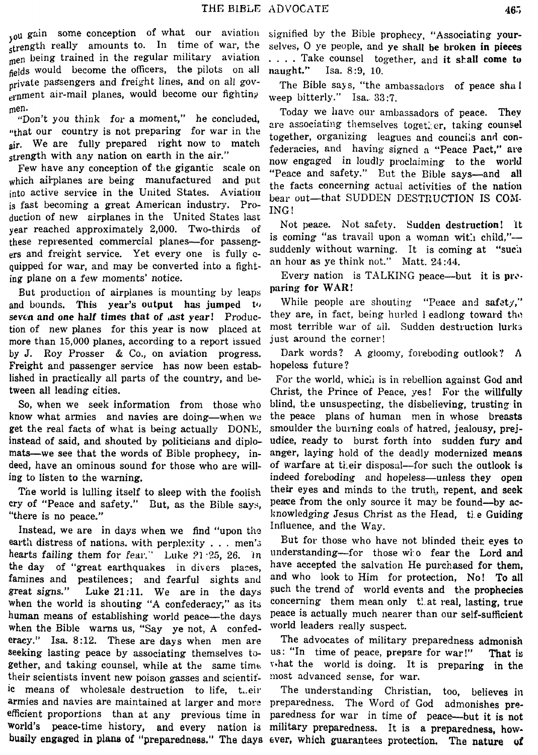you gain some conception of what our aviation strength really amounts to. In time of war, the men being trained in the regular military aviation fields would become the officers, the pilots on all private passengers and freight lines, and on all government air-mail planes, would become our fighting men.

"Don't you think for a moment," he concluded, "that our country is not preparing for war in the air. We are fully prepared right now to match strength with any nation on earth in the air."

Few have any conception of the gigantic scale on which airplanes are being manufactured and put into active service in the United States. Aviation is fast becoming a great American industry. Production of new airplanes in the United States last year reached approximately 2,000. Two-thirds of these represented commercial planes—for passengers and freight service. Yet every one is fully equipped for war, and may be converted into a fighting plane on a few moments' notice.

But production of airplanes is mounting by leaps and bounds. **This year's output has jumped to seven and one half times that of last year!** Production of new planes for this year is now placed at more than 15,000 planes, according to a report issued by J. Roy Prosser & Co., on aviation progress. Freight and passenger service has now been established in practically all parts of the country, and between all leading cities.

So, when we seek information from those who know what armies and navies are doing—when we get the real facts of what is being actually DONE, instead of said, and shouted by politicians and diplomats—we see that the words of Bible prophecy, indeed, have an ominous sound for those who are willing to listen to the warning.

The world is lulling itself to sleep with the foolish cry of "Peace and safety." But, as the Bible says, "there is no peace."

Instead, we are in days when we find "upon the earth distress of nations, with perplexity . . . men's hearts failing them for fear." Luke 21:25, 26. In the day of "great earthquakes in divers places, famines and pestilences; and fearful sights and great signs." Luke 21:11. We are in the days when the world is shouting "A confederacy," as its human means of establishing world peace—the days when the Bible warns us, "Say ye not, A confederacy." Isa. 8:12. These are days when men are seeking lasting peace by associating themselves together, and taking counsel, while at the same time their scientists invent new poison gasses and scientific means of wholesale destruction to life, their armies and navies are maintained at larger and more efficient proportions than at any previous time in world's peace-time history, and every nation is busily engaged in plans of "preparedness." The days signified by the Bible prophecy, "Associating yourselves, O ye people, and **ye shall be broken in pieces** . . . . Take counsel together, and **it shall come to naught.**" Isa. 8:9, 10.

The Bible says, "the ambassadors of peace shall weep bitterly." Isa. 33:7.

Today we have our ambassadors of peace. They are associating themselves together, taking counsel together, organizing leagues and councils and confederacies, and having signed a "Peace Pact," are now engaged in loudly proclaiming to the world "Peace and safety." But the Bible says—and all the facts concerning actual activities of the nation bear out—that SUDDEN DESTRUCTION IS COMING!

Not peace. Not safety. **Sudden destruction!** It is coming "as travail upon a woman with child,"—suddenly without warning. It is coming at "such an hour as ye think not." Matt. 24:44.

Every nation is TALKING peace—but **it is preparing for WAR!**

While people are shouting "Peace and safety," they are, in fact, being hurled headlong toward the most terrible war of all. Sudden destruction lurks just around the corner!

Dark words? A gloomy, foreboding outlook? A hopeless future?

For the world, which is in rebellion against God and Christ, the Prince of Peace, yes! For the **willfully blind**, the unsuspecting, the disbelieving, trusting in the peace plans of human men in whose **breasts** smoulder the burning coals of hatred, jealousy, **prejudice**, ready to burst forth into **sudden fury and anger**, laying hold of the deadly **modernized means** of warfare at their disposal—for such the outlook **is** indeed foreboding and hopeless—unless they **open** their eyes and minds to the truth, repent, and seek peace from the only source it may be found—by acknowledging Jesus Christ as the Head, the Guiding Influence, and the Way.

But for those who have not blinded their eyes to understanding—for those who fear the Lord and have accepted the salvation He purchased for them, and who look to Him for protection, No! To all such the trend of world events and the **prophecies** concerning them mean only that real, lasting, true peace is actually much nearer than our self-sufficient world leaders really suspect.

The advocates of military preparedness admonish us: "In time of peace, **prepare** for war!" That is what the world is doing. It is preparing in the most advanced sense, for war.

The understanding Christian, too, believes in preparedness. The Word of God admonishes preparedness for war in time of peace—but it is not military preparedness. It is a preparedness, however, which guarantees protection. The nature of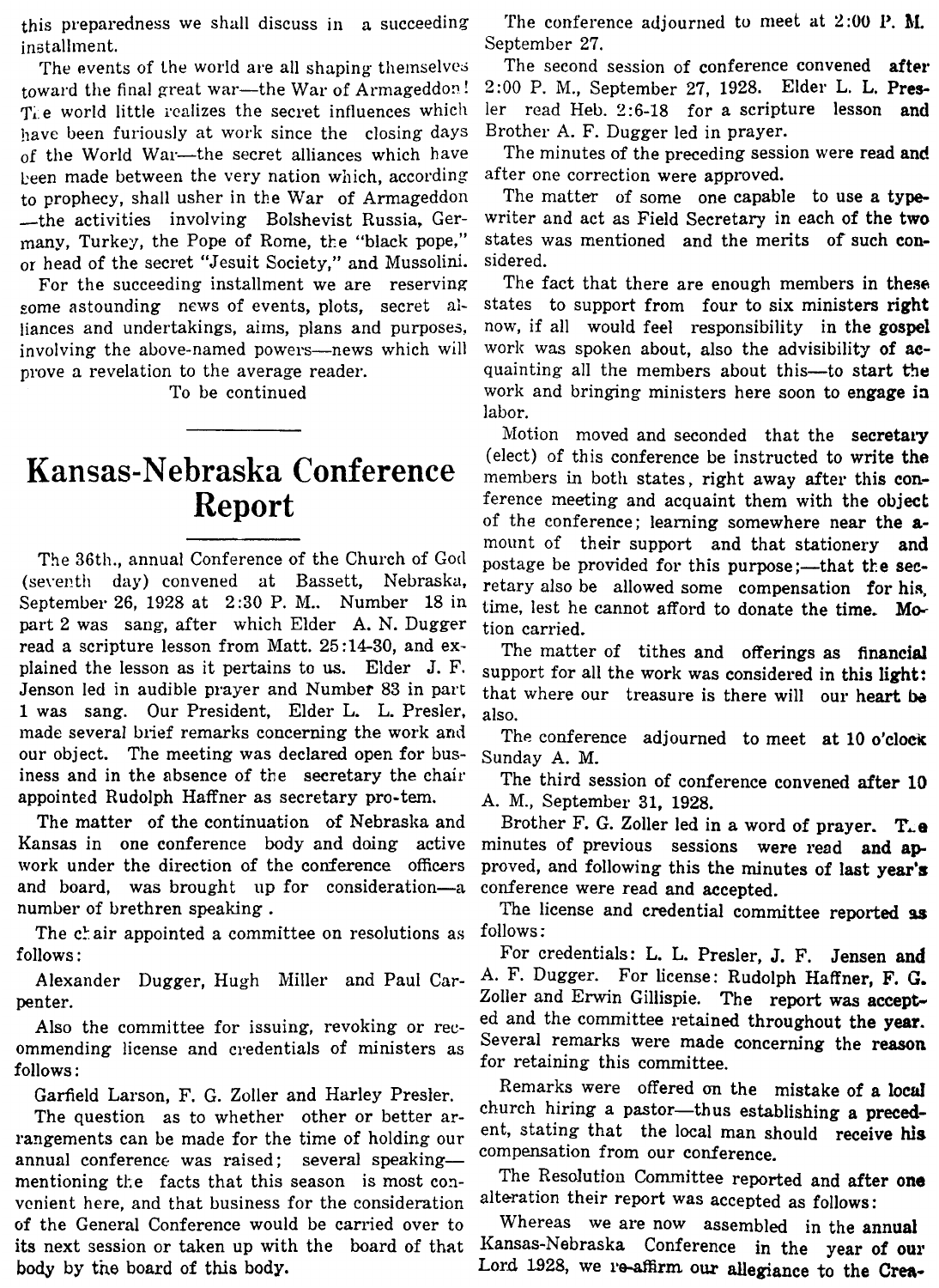this preparedness we shall discuss in a succeeding installment.

The events of the world are all shaping themselves toward the final great war—the War of Armageddon! The world little realizes the secret influences which have been furiously at work since the closing days of the World War—the secret alliances which have been made between the very nation which, according to prophecy, shall usher in the War of Armageddon—the activities involving Bolshevist Russia, Germany, Turkey, the Pope of Rome, the "black pope," or head of the secret "Jesuit Society," and Mussolini.

For the succeeding installment we are reserving some astounding news of events, plots, secret alliances and undertakings, aims, plans and purposes, involving the above-named powers—news which will prove a revelation to the average reader.

To be continued

# Kansas-Nebraska Conference Report

The 36th., annual Conference of the Church of God (seventh day) convened at Bassett, Nebraska, September 26, 1928 at 2:30 P. M.. Number 18 in part 2 was sang, after which Elder A. N. Dugger read a scripture lesson from Matt. 25:14-30, and explained the lesson as it pertains to us. Elder J. F. Jenson led in audible prayer and Number 83 in part 1 was sang. Our President, Elder L. L. Presler, made several brief remarks concerning the work and our object. The meeting was declared open for business and in the absence of the secretary the chair appointed Rudolph Haffner as secretary pro-tem.

The matter of the continuation of Nebraska and Kansas in one conference body and doing active work under the direction of the conference officers and board, was brought up for consideration—a number of brethren speaking .

The chair appointed a committee on resolutions as follows:

Alexander Dugger, Hugh Miller and Paul Carpenter.

Also the committee for issuing, revoking or recommending license and credentials of ministers as follows:

Garfield Larson, F. G. Zoller and Harley Presler.

The question as to whether other or better arrangements can be made for the time of holding our annual conference was raised; several speaking—mentioning the facts that this season is most convenient here, and that business for the consideration of the General Conference would be carried over to its next session or taken up with the board of that body by the board of this body.

The conference adjourned to meet at 2:00 P. M. September 27.

The second session of conference convened after 2:00 P. M., September 27, 1928. Elder L. L. Presler read Heb. 2:6-18 for a scripture lesson and Brother A. F. Dugger led in prayer.

The minutes of the preceding session were read and after one correction were approved.

The matter of some one capable to use a typewriter and act as Field Secretary in each of the two states was mentioned and the merits of such considered.

The fact that there are enough members in these states to support from four to six ministers right now, if all would feel responsibility in the gospel work was spoken about, also the advisibility of acquainting all the members about this—to start the work and bringing ministers here soon to engage in labor.

Motion moved and seconded that the secretary (elect) of this conference be instructed to write the members in both states, right away after this conference meeting and acquaint them with the object of the conference; learning somewhere near the amount of their support and that stationery and postage be provided for this purpose;—that the secretary also be allowed some compensation for his time, lest he cannot afford to donate the time. Motion carried.

The matter of tithes and offerings as financial support for all the work was considered in this light: that where our treasure is there will our heart be also.

The conference adjourned to meet at 10 o'clock Sunday A. M.

The third session of conference convened after 10 A. M., September 31, 1928.

Brother F. G. Zoller led in a word of prayer. The minutes of previous sessions were read and approved, and following this the minutes of last year's conference were read and accepted.

The license and credential committee reported as follows:

For credentials: L. L. Presler, J. F. Jensen and A. F. Dugger. For license: Rudolph Haffner, F. G. Zoller and Erwin Gillispie. The report was accepted and the committee retained throughout the year. Several remarks were made concerning the reason for retaining this committee.

Remarks were offered on the mistake of a local church hiring a pastor—thus establishing a precedent, stating that the local man should receive his compensation from our conference.

The Resolution Committee reported and after one alteration their report was accepted as follows:

Whereas we are now assembled in the annual Kansas-Nebraska Conference in the year of our Lord 1928, we re-affirm our allegiance to the Crea-